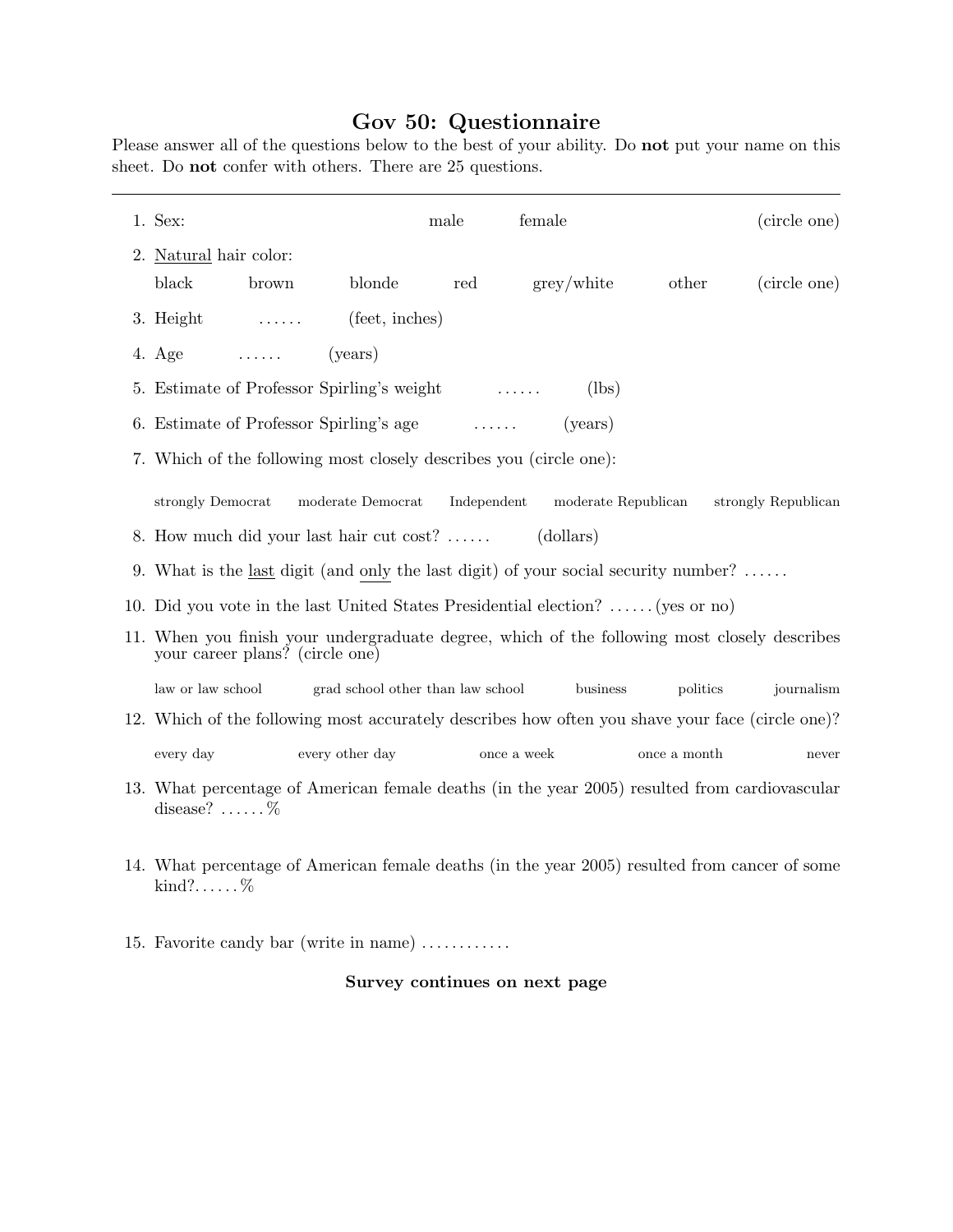# Gov 50: Questionnaire

Please answer all of the questions below to the best of your ability. Do **not** put your name on this sheet. Do **not** confer with others. There are 25 questions.

---

1. Sex: male female (circle one)
2. Natural hair color:

   black brown blonde red grey/white other (circle one)
3. Height ...... (feet, inches)
4. Age ...... (years)
5. Estimate of Professor Spirling's weight ...... (lbs)
6. Estimate of Professor Spirling's age ...... (years)
7. Which of the following most closely describes you (circle one):

   strongly Democrat moderate Democrat Independent moderate Republican strongly Republican
8. How much did your last hair cut cost? ...... (dollars)
9. What is the last digit (and only the last digit) of your social security number? ......
10. Did you vote in the last United States Presidential election? ...... (yes or no)
11. When you finish your undergraduate degree, which of the following most closely describes your career plans? (circle one)

    law or law school grad school other than law school business politics journalism
12. Which of the following most accurately describes how often you shave your face (circle one)?

    every day every other day once a week once a month never
13. What percentage of American female deaths (in the year 2005) resulted from cardiovascular disease? ......%
14. What percentage of American female deaths (in the year 2005) resulted from cancer of some kind?......%
15. Favorite candy bar (write in name) ............

**Survey continues on next page**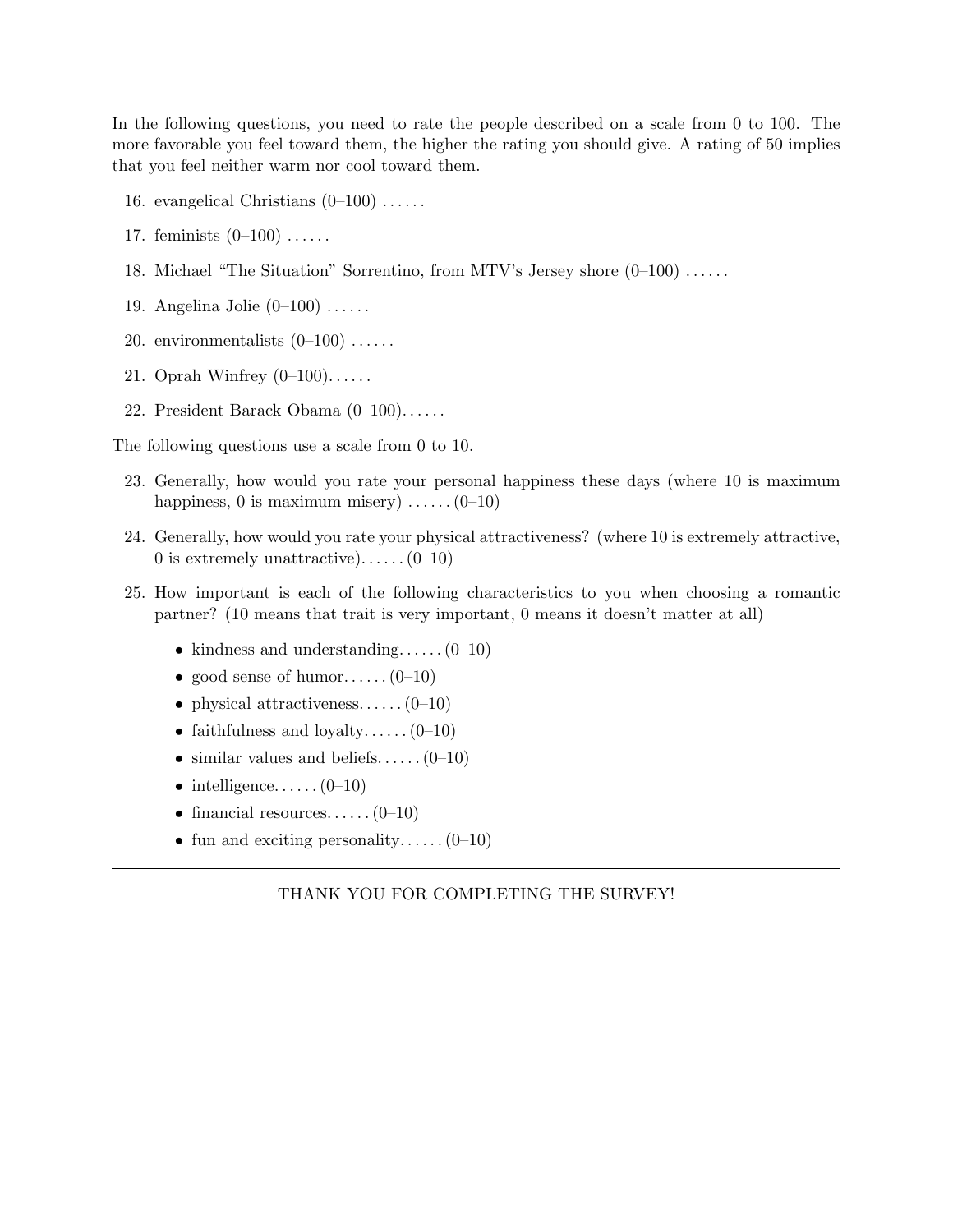In the following questions, you need to rate the people described on a scale from 0 to 100. The more favorable you feel toward them, the higher the rating you should give. A rating of 50 implies that you feel neither warm nor cool toward them.

16. evangelical Christians (0–100) ......
17. feminists (0–100) ......
18. Michael "The Situation" Sorrentino, from MTV's Jersey shore (0–100) ......
19. Angelina Jolie (0–100) ......
20. environmentalists (0–100) ......
21. Oprah Winfrey (0–100)......
22. President Barack Obama (0–100)......

The following questions use a scale from 0 to 10.

23. Generally, how would you rate your personal happiness these days (where 10 is maximum happiness, 0 is maximum misery) ...... (0–10)
24. Generally, how would you rate your physical attractiveness? (where 10 is extremely attractive, 0 is extremely unattractive)...... (0–10)
25. How important is each of the following characteristics to you when choosing a romantic partner? (10 means that trait is very important, 0 means it doesn't matter at all)
    - kindness and understanding...... (0–10)
    - good sense of humor...... (0–10)
    - physical attractiveness...... (0–10)
    - faithfulness and loyalty...... (0–10)
    - similar values and beliefs...... (0–10)
    - intelligence...... (0–10)
    - financial resources...... (0–10)
    - fun and exciting personality...... (0–10)

---

THANK YOU FOR COMPLETING THE SURVEY!